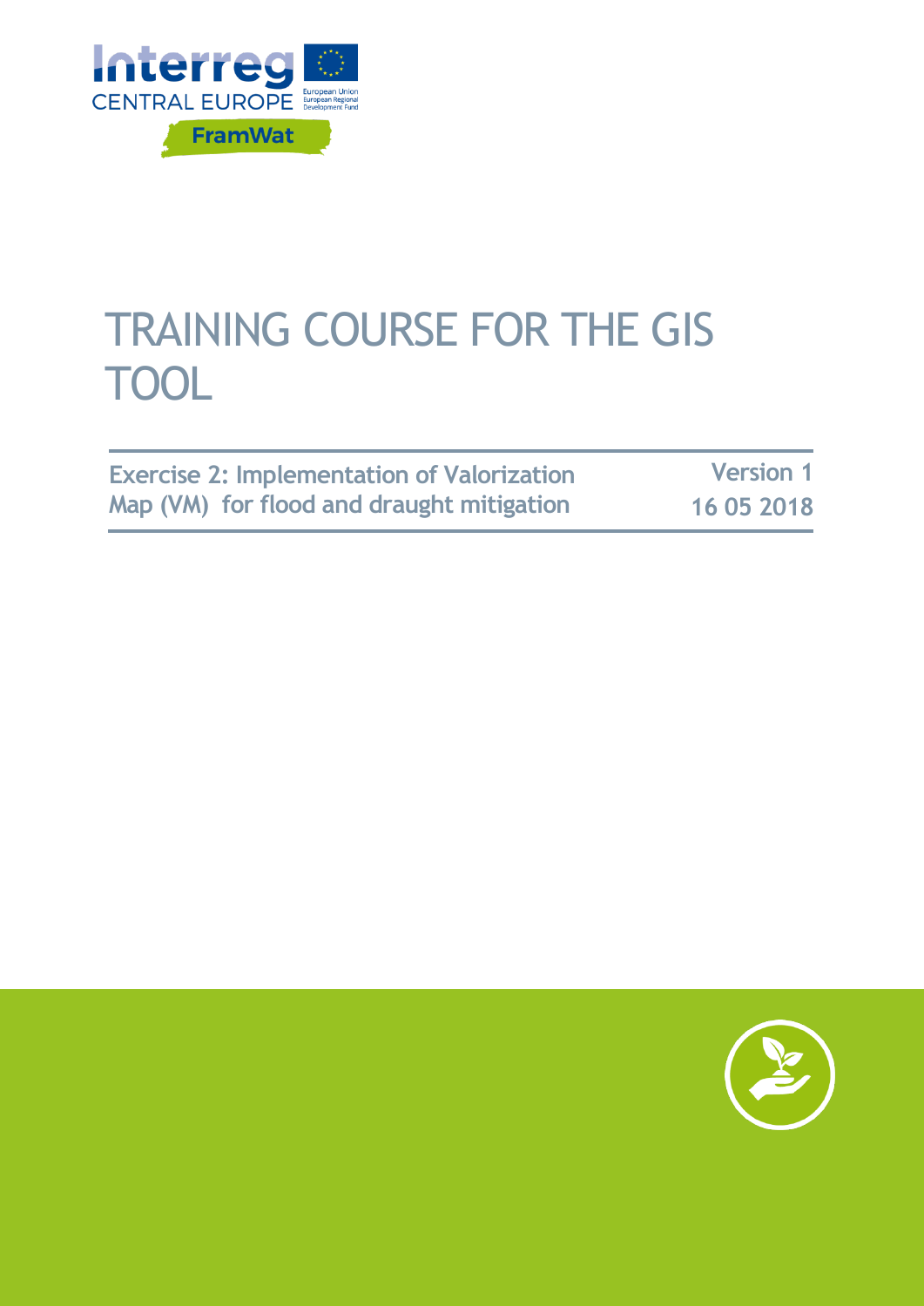Interreg CENTRAL EUROPE

European Union
European Regional Development Fund

FramWat

# TRAINING COURSE FOR THE GIS TOOL

| Exercise 2: Implementation of Valorization Map (VM) for flood and draught mitigation | Version 1 16 05 2018 |
| --- | --- |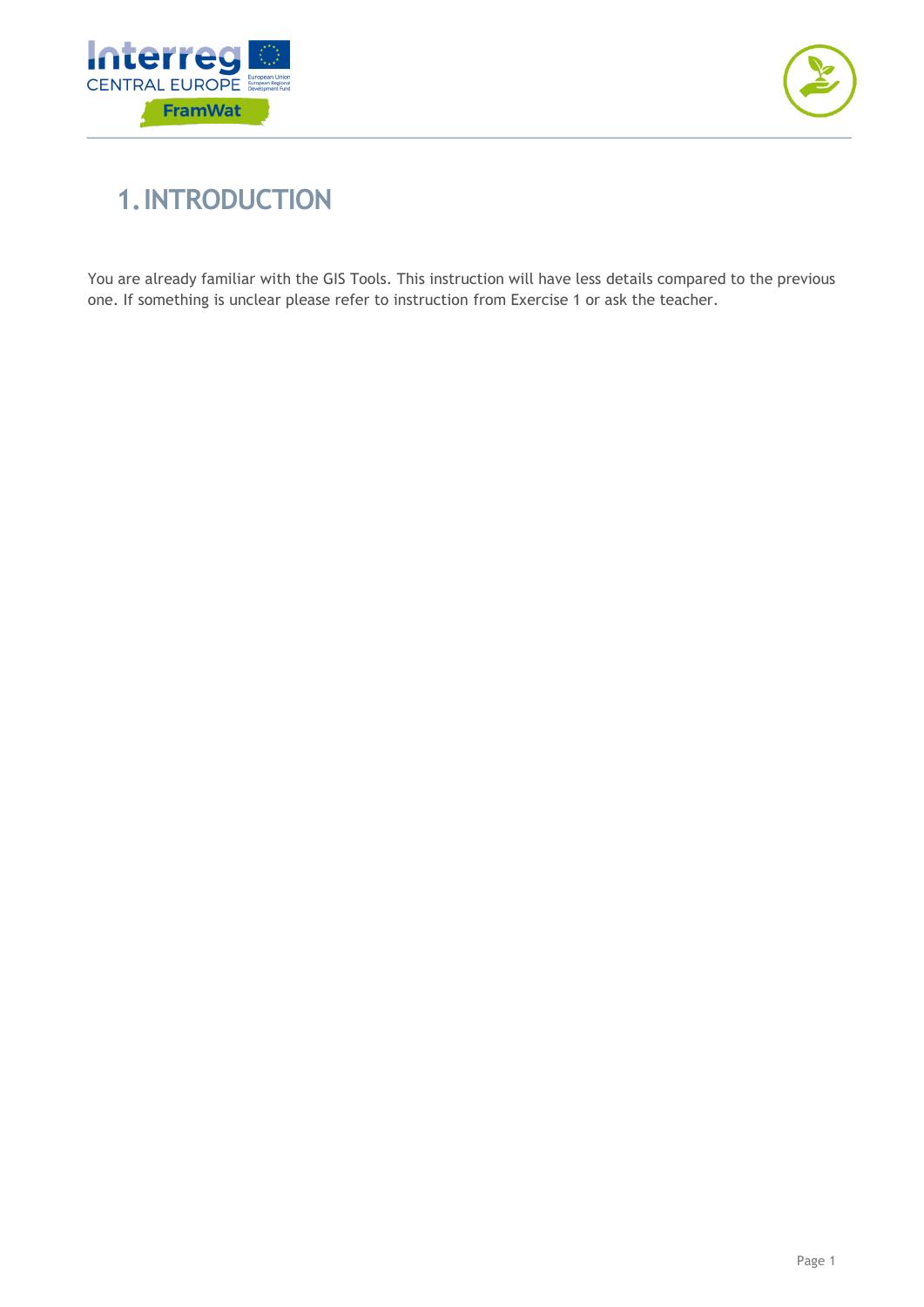# 1. INTRODUCTION

You are already familiar with the GIS Tools. This instruction will have less details compared to the previous one. If something is unclear please refer to instruction from Exercise 1 or ask the teacher.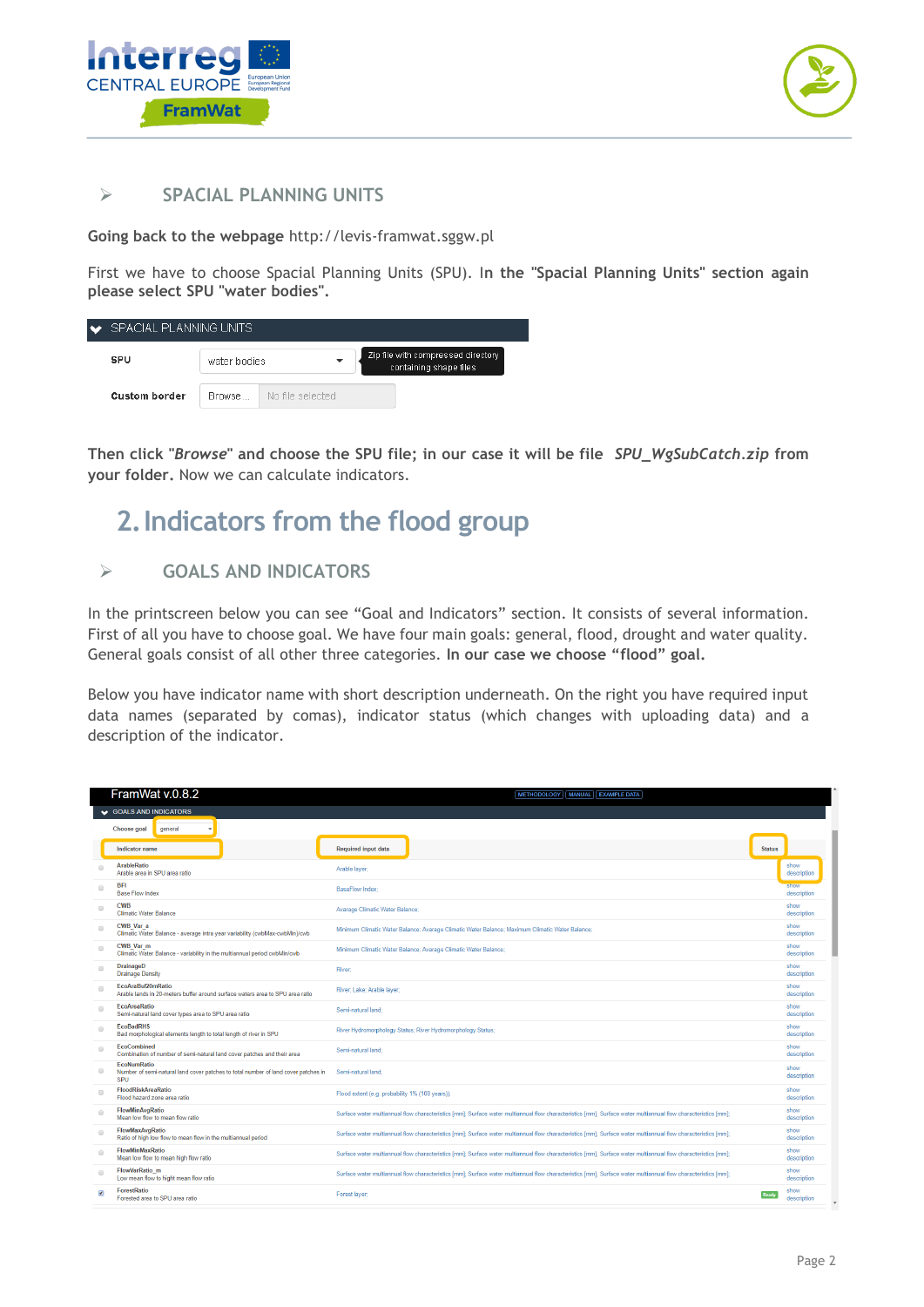## ➢ SPACIAL PLANNING UNITS

**Going back to the webpage** http://levis-framwat.sggw.pl

First we have to choose Spacial Planning Units (SPU). **In the "Spacial Planning Units" section again please select SPU "water bodies".**

SPACIAL PLANNING UNITS

| | | |
|---|---|---|
| SPU | water bodies | Zip file with compressed directory containing shape files |
| Custom border | Browse... No file selected | |

**Then click "*Browse*" and choose the SPU file; in our case it will be file *SPU_WgSubCatch.zip* from your folder.** Now we can calculate indicators.

# 2. Indicators from the flood group

## ➢ GOALS AND INDICATORS

In the printscreen below you can see "Goal and Indicators" section. It consists of several information. First of all you have to choose goal. We have four main goals: general, flood, drought and water quality. General goals consist of all other three categories. **In our case we choose "flood" goal.**

Below you have indicator name with short description underneath. On the right you have required input data names (separated by comas), indicator status (which changes with uploading data) and a description of the indicator.

FramWat v.0.8.2 — METHODOLOGY | MANUAL | EXAMPLE DATA

GOALS AND INDICATORS

Choose goal: general

| Indicator name | Required input data | Status | |
|---|---|---|---|
| ArableRatio<br>Arable areas in SPU area ratio | Arable layer; | | show description |
| BFI<br>Base Flow Index | BaseFlow Index; | | show description |
| CWB<br>Climatic Water Balance | Avarage Climatic Water Balance; | | show description |
| CWB_Var_a<br>Climatic Water Balance - average intra year variability (cwbMax-cwbMin)/cwb | Minimum Climatic Water Balance; Average Climatic Water Balance; Maximum Climatic Water Balance; | | show description |
| CWB_Var_m<br>Climatic Water Balance - variability in the multiannual period cwbMin/cwb | Minimum Climatic Water Balance; Average Climatic Water Balance; | | show description |
| DrainageD<br>Drainage Density | River; | | show description |
| EcoAraBuf20mRatio<br>Arable lands in 20-meters buffer around surface waters area to SPU area ratio | River; Lake; Arable layer; | | show description |
| EcoArealRatio<br>Semi-natural land cover types area to SPU area ratio | Semi-natural land; | | show description |
| EcoBadRHS<br>Bad morphological elements length to total length of river in SPU | River Hydromorphology Status; River Hydromorphology Status; | | show description |
| EcoCombined<br>Combination of number of semi-natural land cover patches and their area | Semi-natural land; | | show description |
| EcoNumRatio<br>Number of semi-natural land cover patches to total number of land cover patches in SPU | Semi-natural land; | | show description |
| FloodRiskAreaRatio<br>Flood hazard zone area ratio | Flood extent (e.g. probability 1% (100 years)); | | show description |
| FlowMinAvgRatio<br>Mean low flow to mean flow ratio | Surface water multiannual flow characteristics [mm]; Surface water multiannual flow characteristics [mm]; Surface water multiannual flow characteristics [mm]; | | show description |
| FlowMaxAvgRatio<br>Ratio of high low flow to mean flow in the multiannual period | Surface water multiannual flow characteristics [mm]; Surface water multiannual flow characteristics [mm]; Surface water multiannual flow characteristics [mm]; | | show description |
| FlowMinMaxRatio<br>Mean low flow to mean high flow ratio | Surface water multiannual flow characteristics [mm]; Surface water multiannual flow characteristics [mm]; Surface water multiannual flow characteristics [mm]; | | show description |
| FlowVarRatio_m<br>Low mean flow to hight mean flow ratio | Surface water multiannual flow characteristics [mm]; Surface water multiannual flow characteristics [mm]; Surface water multiannual flow characteristics [mm]; | | show description |
| ForestRatio<br>Forested area to SPU area ratio | Forest layer; | Ready | show description |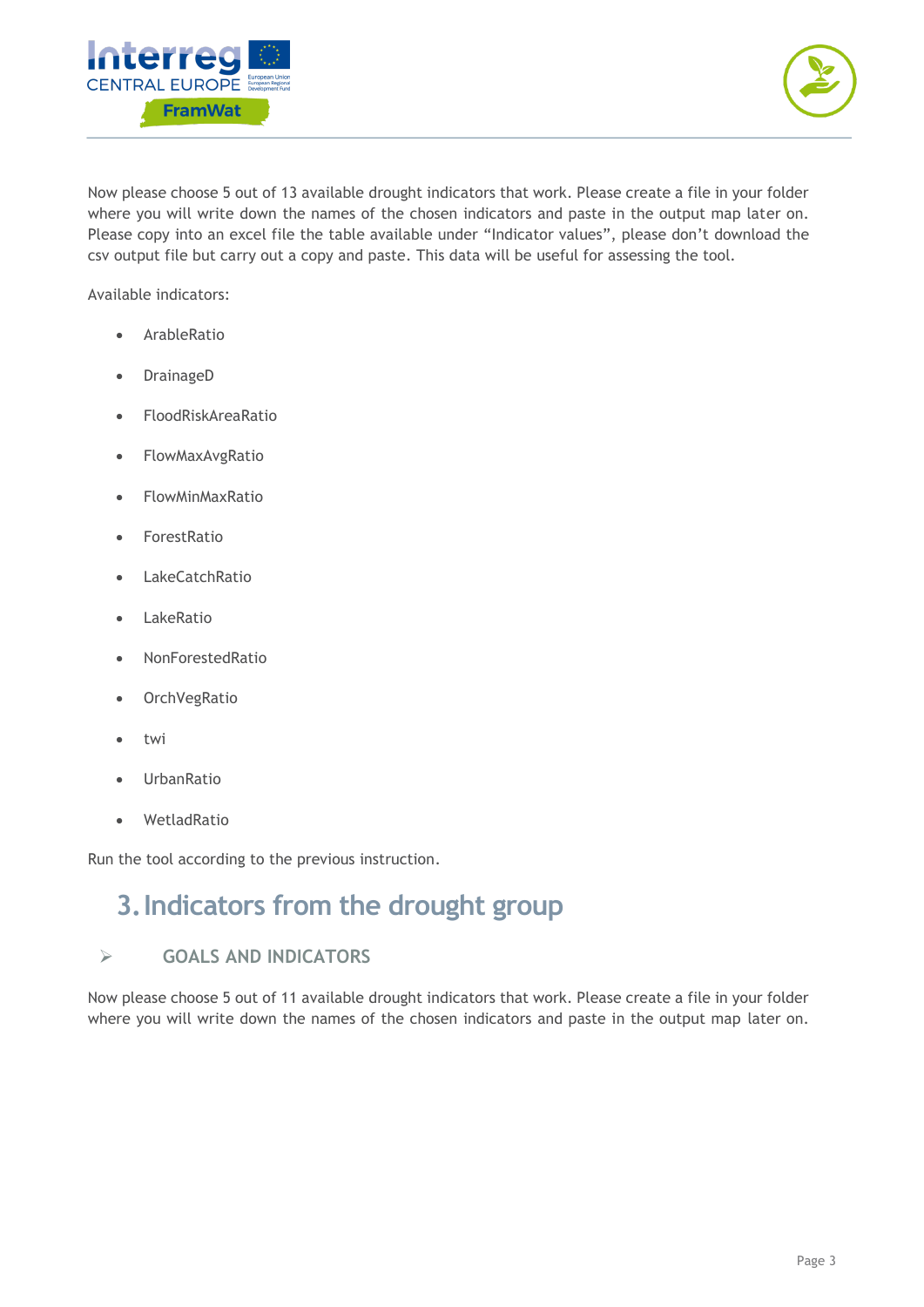Now please choose 5 out of 13 available drought indicators that work. Please create a file in your folder where you will write down the names of the chosen indicators and paste in the output map later on. Please copy into an excel file the table available under "Indicator values", please don't download the csv output file but carry out a copy and paste. This data will be useful for assessing the tool.

Available indicators:

- ArableRatio
- DrainageD
- FloodRiskAreaRatio
- FlowMaxAvgRatio
- FlowMinMaxRatio
- ForestRatio
- LakeCatchRatio
- LakeRatio
- NonForestedRatio
- OrchVegRatio
- twi
- UrbanRatio
- WetladRatio

Run the tool according to the previous instruction.

# 3. Indicators from the drought group

## GOALS AND INDICATORS

Now please choose 5 out of 11 available drought indicators that work. Please create a file in your folder where you will write down the names of the chosen indicators and paste in the output map later on.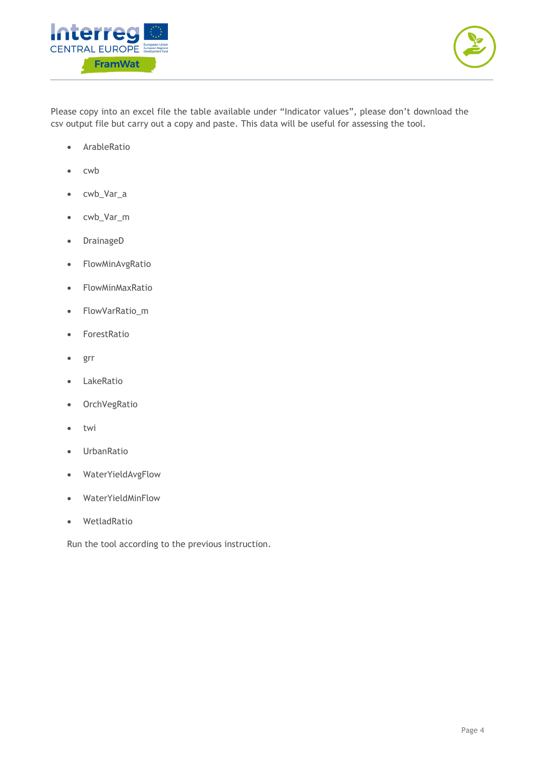Please copy into an excel file the table available under “Indicator values”, please don’t download the csv output file but carry out a copy and paste. This data will be useful for assessing the tool.

- ArableRatio
- cwb
- cwb_Var_a
- cwb_Var_m
- DrainageD
- FlowMinAvgRatio
- FlowMinMaxRatio
- FlowVarRatio_m
- ForestRatio
- grr
- LakeRatio
- OrchVegRatio
- twi
- UrbanRatio
- WaterYieldAvgFlow
- WaterYieldMinFlow
- WetladRatio

Run the tool according to the previous instruction.